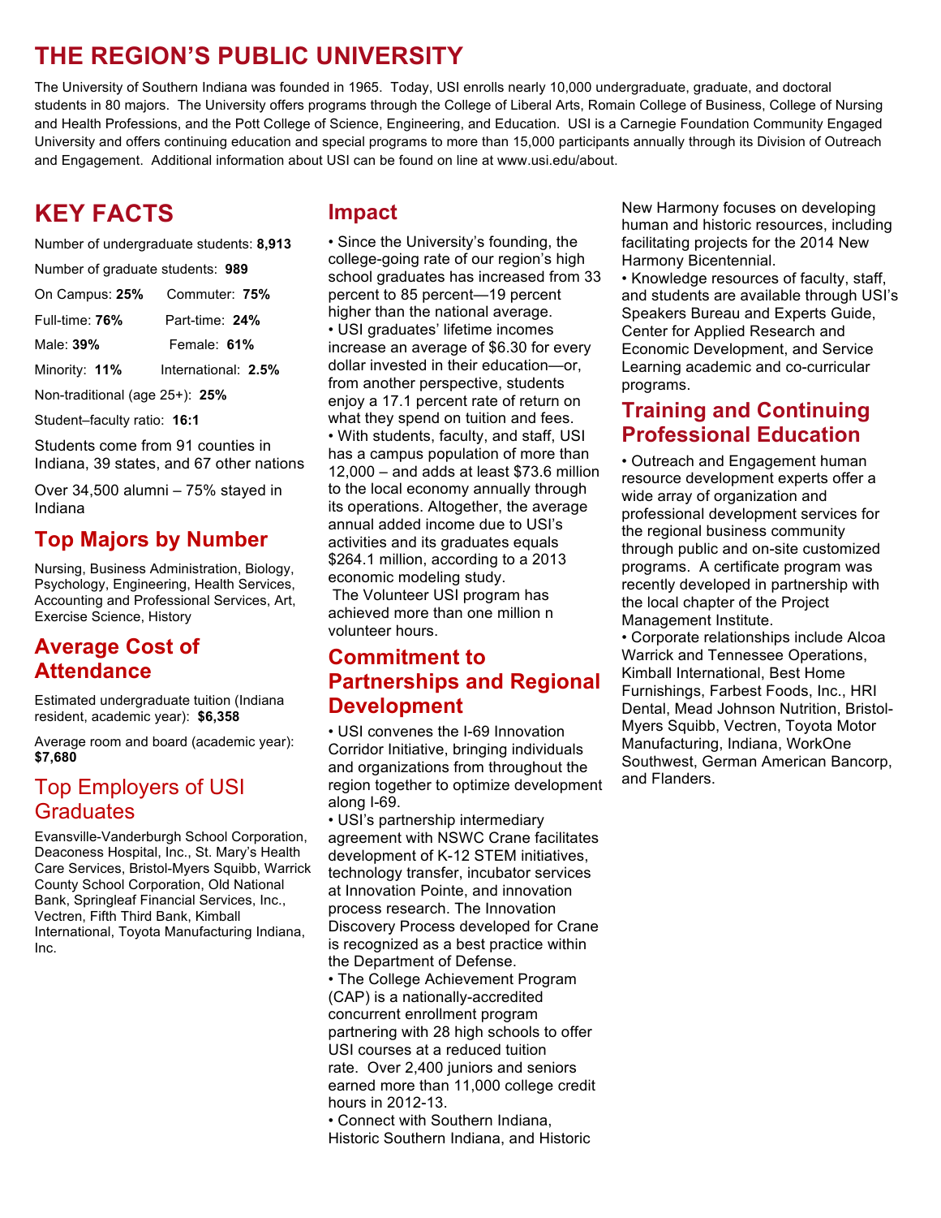# THE REGION'S PUBLIC UNIVERSITY

The University of Southern Indiana was founded in 1965. Today, USI enrolls nearly 10,000 undergraduate, graduate, and doctoral students in 80 majors. The University offers programs through the College of Liberal Arts, Romain College of Business, College of Nursing and Health Professions, and the Pott College of Science, Engineering, and Education. USI is a Carnegie Foundation Community Engaged University and offers continuing education and special programs to more than 15,000 participants annually through its Division of Outreach and Engagement. Additional information about USI can be found on line at www.usi.edu/about.

## KEY FACTS

Number of undergraduate students: **8,913**

Number of graduate students: **989**

On Campus: **25%** Commuter: **75%**

Full-time: **76%** Part-time: **24%**

Male: **39%** Female: **61%**

Minority: **11%** International: **2.5%**

Non-traditional (age 25+): **25%**

Student–faculty ratio: **16:1**

Students come from 91 counties in Indiana, 39 states, and 67 other nations

Over 34,500 alumni – 75% stayed in Indiana

## Top Majors by Number

Nursing, Business Administration, Biology, Psychology, Engineering, Health Services, Accounting and Professional Services, Art, Exercise Science, History

## Average Cost of Attendance

Estimated undergraduate tuition (Indiana resident, academic year): **$6,358**

Average room and board (academic year): **$7,680**

## Top Employers of USI Graduates

Evansville-Vanderburgh School Corporation, Deaconess Hospital, Inc., St. Mary's Health Care Services, Bristol-Myers Squibb, Warrick County School Corporation, Old National Bank, Springleaf Financial Services, Inc., Vectren, Fifth Third Bank, Kimball International, Toyota Manufacturing Indiana, Inc.

## Impact

- Since the University's founding, the college-going rate of our region's high school graduates has increased from 33 percent to 85 percent—19 percent higher than the national average.
- USI graduates' lifetime incomes increase an average of $6.30 for every dollar invested in their education—or, from another perspective, students enjoy a 17.1 percent rate of return on what they spend on tuition and fees.
- With students, faculty, and staff, USI has a campus population of more than 12,000 – and adds at least $73.6 million to the local economy annually through its operations. Altogether, the average annual added income due to USI's activities and its graduates equals $264.1 million, according to a 2013 economic modeling study.

The Volunteer USI program has achieved more than one million n volunteer hours.

## Commitment to Partnerships and Regional Development

- USI convenes the I-69 Innovation Corridor Initiative, bringing individuals and organizations from throughout the region together to optimize development along I-69.
- USI's partnership intermediary agreement with NSWC Crane facilitates development of K-12 STEM initiatives, technology transfer, incubator services at Innovation Pointe, and innovation process research. The Innovation Discovery Process developed for Crane is recognized as a best practice within the Department of Defense.
- The College Achievement Program (CAP) is a nationally-accredited concurrent enrollment program partnering with 28 high schools to offer USI courses at a reduced tuition rate. Over 2,400 juniors and seniors earned more than 11,000 college credit hours in 2012-13.
- Connect with Southern Indiana, Historic Southern Indiana, and Historic New Harmony focuses on developing human and historic resources, including facilitating projects for the 2014 New Harmony Bicentennial.
- Knowledge resources of faculty, staff, and students are available through USI's Speakers Bureau and Experts Guide, Center for Applied Research and Economic Development, and Service Learning academic and co-curricular programs.

## Training and Continuing Professional Education

- Outreach and Engagement human resource development experts offer a wide array of organization and professional development services for the regional business community through public and on-site customized programs. A certificate program was recently developed in partnership with the local chapter of the Project Management Institute.
- Corporate relationships include Alcoa Warrick and Tennessee Operations, Kimball International, Best Home Furnishings, Farbest Foods, Inc., HRI Dental, Mead Johnson Nutrition, Bristol-Myers Squibb, Vectren, Toyota Motor Manufacturing, Indiana, WorkOne Southwest, German American Bancorp, and Flanders.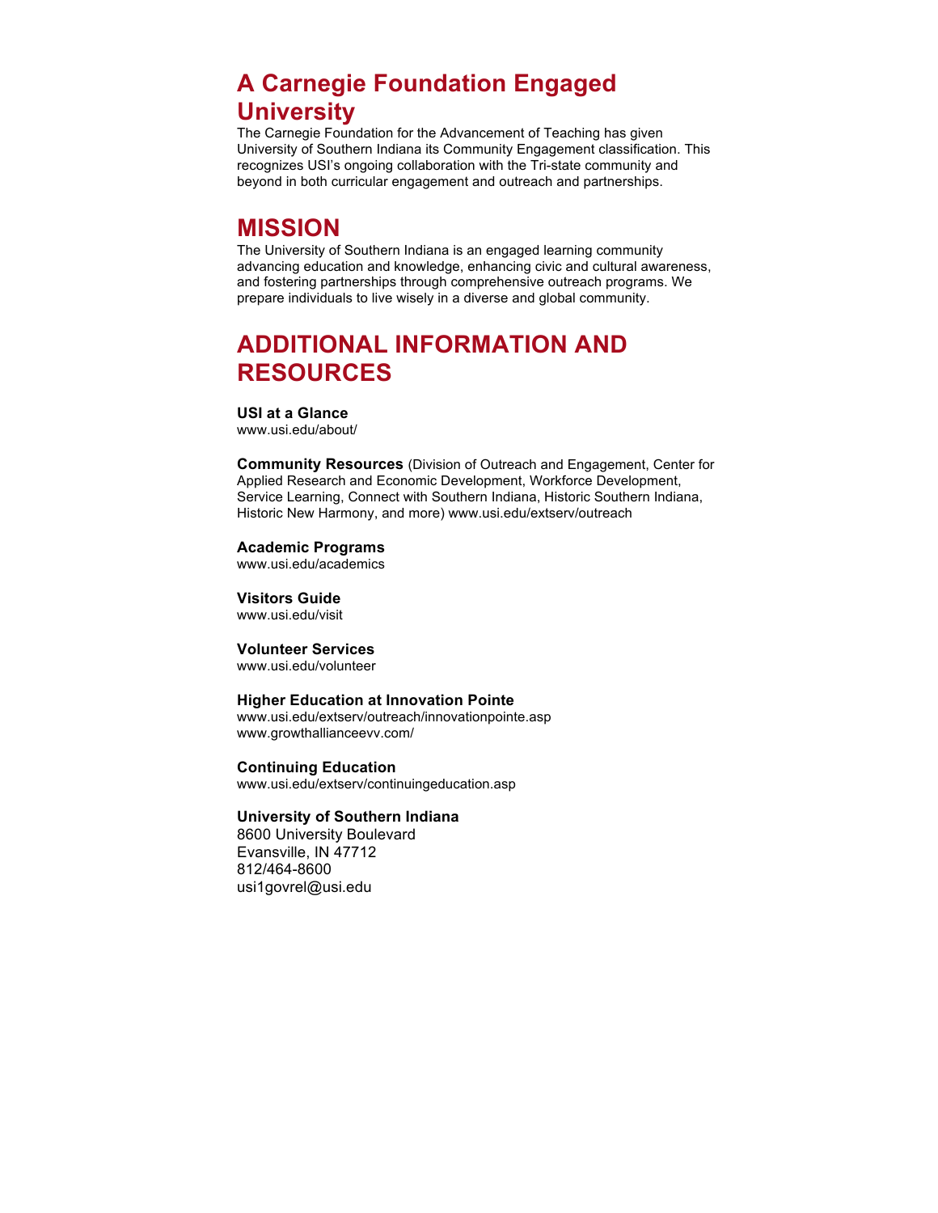## A Carnegie Foundation Engaged University

The Carnegie Foundation for the Advancement of Teaching has given University of Southern Indiana its Community Engagement classification. This recognizes USI's ongoing collaboration with the Tri-state community and beyond in both curricular engagement and outreach and partnerships.

## MISSION

The University of Southern Indiana is an engaged learning community advancing education and knowledge, enhancing civic and cultural awareness, and fostering partnerships through comprehensive outreach programs. We prepare individuals to live wisely in a diverse and global community.

## ADDITIONAL INFORMATION AND RESOURCES

**USI at a Glance**
www.usi.edu/about/

**Community Resources** (Division of Outreach and Engagement, Center for Applied Research and Economic Development, Workforce Development, Service Learning, Connect with Southern Indiana, Historic Southern Indiana, Historic New Harmony, and more) www.usi.edu/extserv/outreach

**Academic Programs**
www.usi.edu/academics

**Visitors Guide**
www.usi.edu/visit

**Volunteer Services**
www.usi.edu/volunteer

**Higher Education at Innovation Pointe**
www.usi.edu/extserv/outreach/innovationpointe.asp
www.growthallianceevv.com/

**Continuing Education**
www.usi.edu/extserv/continuingeducation.asp

**University of Southern Indiana**
8600 University Boulevard
Evansville, IN 47712
812/464-8600
usi1govrel@usi.edu